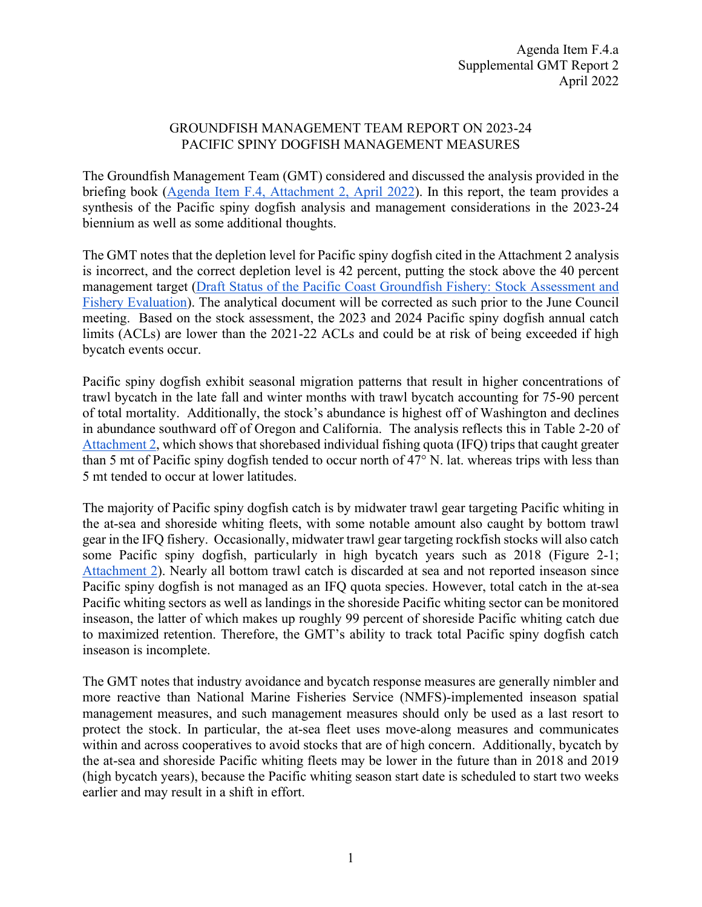Agenda Item F.4.a
Supplemental GMT Report 2
April 2022

# GROUNDFISH MANAGEMENT TEAM REPORT ON 2023-24 PACIFIC SPINY DOGFISH MANAGEMENT MEASURES

The Groundfish Management Team (GMT) considered and discussed the analysis provided in the briefing book (Agenda Item F.4, Attachment 2, April 2022). In this report, the team provides a synthesis of the Pacific spiny dogfish analysis and management considerations in the 2023-24 biennium as well as some additional thoughts.

The GMT notes that the depletion level for Pacific spiny dogfish cited in the Attachment 2 analysis is incorrect, and the correct depletion level is 42 percent, putting the stock above the 40 percent management target (Draft Status of the Pacific Coast Groundfish Fishery: Stock Assessment and Fishery Evaluation). The analytical document will be corrected as such prior to the June Council meeting. Based on the stock assessment, the 2023 and 2024 Pacific spiny dogfish annual catch limits (ACLs) are lower than the 2021-22 ACLs and could be at risk of being exceeded if high bycatch events occur.

Pacific spiny dogfish exhibit seasonal migration patterns that result in higher concentrations of trawl bycatch in the late fall and winter months with trawl bycatch accounting for 75-90 percent of total mortality. Additionally, the stock's abundance is highest off of Washington and declines in abundance southward off of Oregon and California. The analysis reflects this in Table 2-20 of Attachment 2, which shows that shorebased individual fishing quota (IFQ) trips that caught greater than 5 mt of Pacific spiny dogfish tended to occur north of 47° N. lat. whereas trips with less than 5 mt tended to occur at lower latitudes.

The majority of Pacific spiny dogfish catch is by midwater trawl gear targeting Pacific whiting in the at-sea and shoreside whiting fleets, with some notable amount also caught by bottom trawl gear in the IFQ fishery. Occasionally, midwater trawl gear targeting rockfish stocks will also catch some Pacific spiny dogfish, particularly in high bycatch years such as 2018 (Figure 2-1; Attachment 2). Nearly all bottom trawl catch is discarded at sea and not reported inseason since Pacific spiny dogfish is not managed as an IFQ quota species. However, total catch in the at-sea Pacific whiting sectors as well as landings in the shoreside Pacific whiting sector can be monitored inseason, the latter of which makes up roughly 99 percent of shoreside Pacific whiting catch due to maximized retention. Therefore, the GMT's ability to track total Pacific spiny dogfish catch inseason is incomplete.

The GMT notes that industry avoidance and bycatch response measures are generally nimbler and more reactive than National Marine Fisheries Service (NMFS)-implemented inseason spatial management measures, and such management measures should only be used as a last resort to protect the stock. In particular, the at-sea fleet uses move-along measures and communicates within and across cooperatives to avoid stocks that are of high concern. Additionally, bycatch by the at-sea and shoreside Pacific whiting fleets may be lower in the future than in 2018 and 2019 (high bycatch years), because the Pacific whiting season start date is scheduled to start two weeks earlier and may result in a shift in effort.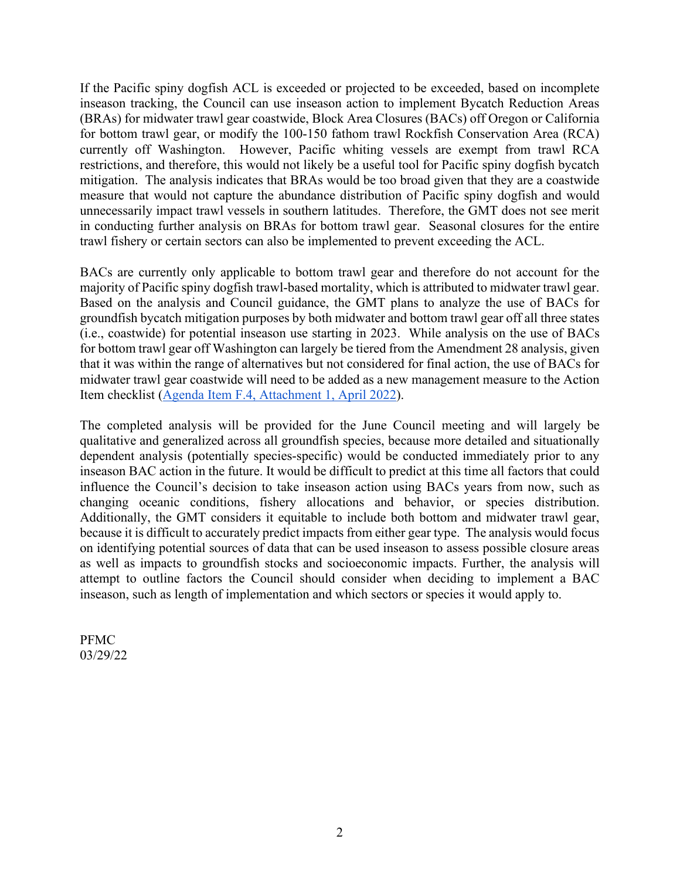If the Pacific spiny dogfish ACL is exceeded or projected to be exceeded, based on incomplete inseason tracking, the Council can use inseason action to implement Bycatch Reduction Areas (BRAs) for midwater trawl gear coastwide, Block Area Closures (BACs) off Oregon or California for bottom trawl gear, or modify the 100-150 fathom trawl Rockfish Conservation Area (RCA) currently off Washington. However, Pacific whiting vessels are exempt from trawl RCA restrictions, and therefore, this would not likely be a useful tool for Pacific spiny dogfish bycatch mitigation. The analysis indicates that BRAs would be too broad given that they are a coastwide measure that would not capture the abundance distribution of Pacific spiny dogfish and would unnecessarily impact trawl vessels in southern latitudes. Therefore, the GMT does not see merit in conducting further analysis on BRAs for bottom trawl gear. Seasonal closures for the entire trawl fishery or certain sectors can also be implemented to prevent exceeding the ACL.

BACs are currently only applicable to bottom trawl gear and therefore do not account for the majority of Pacific spiny dogfish trawl-based mortality, which is attributed to midwater trawl gear. Based on the analysis and Council guidance, the GMT plans to analyze the use of BACs for groundfish bycatch mitigation purposes by both midwater and bottom trawl gear off all three states (i.e., coastwide) for potential inseason use starting in 2023. While analysis on the use of BACs for bottom trawl gear off Washington can largely be tiered from the Amendment 28 analysis, given that it was within the range of alternatives but not considered for final action, the use of BACs for midwater trawl gear coastwide will need to be added as a new management measure to the Action Item checklist (Agenda Item F.4, Attachment 1, April 2022).

The completed analysis will be provided for the June Council meeting and will largely be qualitative and generalized across all groundfish species, because more detailed and situationally dependent analysis (potentially species-specific) would be conducted immediately prior to any inseason BAC action in the future. It would be difficult to predict at this time all factors that could influence the Council's decision to take inseason action using BACs years from now, such as changing oceanic conditions, fishery allocations and behavior, or species distribution. Additionally, the GMT considers it equitable to include both bottom and midwater trawl gear, because it is difficult to accurately predict impacts from either gear type. The analysis would focus on identifying potential sources of data that can be used inseason to assess possible closure areas as well as impacts to groundfish stocks and socioeconomic impacts. Further, the analysis will attempt to outline factors the Council should consider when deciding to implement a BAC inseason, such as length of implementation and which sectors or species it would apply to.

PFMC
03/29/22